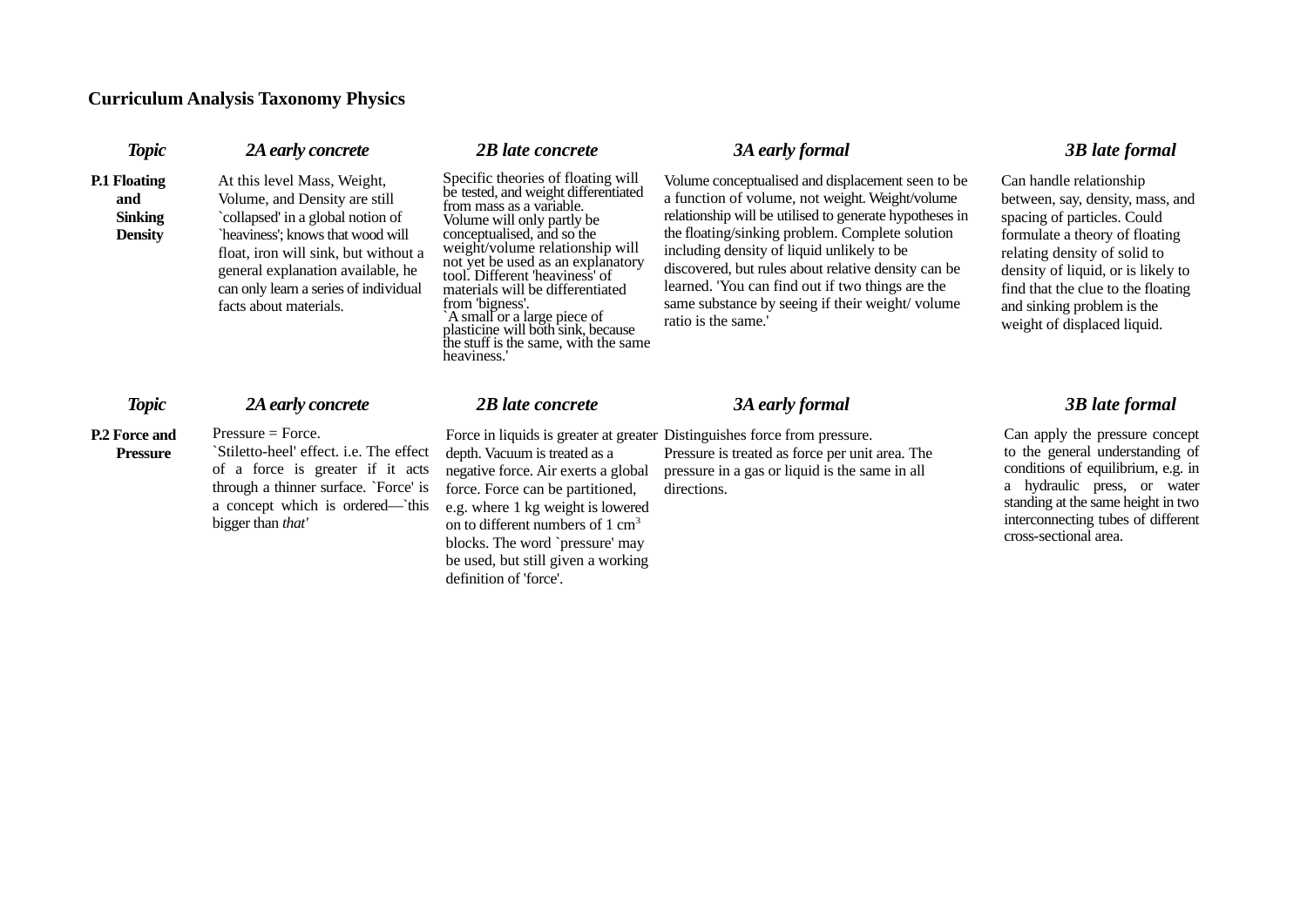**Curriculum Analysis Taxonomy Physics**

| *Topic* | *2A early concrete* | *2B late concrete* | *3A early formal* | *3B late formal* |
|---|---|---|---|---|
| **P.1 Floating and Sinking Density** | At this level Mass, Weight, Volume, and Density are still `collapsed' in a global notion of `heaviness'; knows that wood will float, iron will sink, but without a general explanation available, he can only learn a series of individual facts about materials. | Specific theories of floating will be tested, and weight differentiated from mass as a variable. Volume will only partly be conceptualised, and so the weight/volume relationship will not yet be used as an explanatory tool. Different 'heaviness' of materials will be differentiated from 'bigness'. `A small or a large piece of plasticine will both sink, because the stuff is the same, with the same heaviness.' | Volume conceptualised and displacement seen to be a function of volume, not weight. Weight/volume relationship will be utilised to generate hypotheses in the floating/sinking problem. Complete solution including density of liquid unlikely to be discovered, but rules about relative density can be learned. 'You can find out if two things are the same substance by seeing if their weight/ volume ratio is the same.' | Can handle relationship between, say, density, mass, and spacing of particles. Could formulate a theory of floating relating density of solid to density of liquid, or is likely to find that the clue to the floating and sinking problem is the weight of displaced liquid. |

| *Topic* | *2A early concrete* | *2B late concrete* | *3A early formal* | *3B late formal* |
|---|---|---|---|---|
| **P.2 Force and Pressure** | Pressure = Force. `Stiletto-heel' effect. i.e. The effect of a force is greater if it acts through a thinner surface. `Force' is a concept which is ordered—`this bigger than *that'* | Force in liquids is greater at greater depth. Vacuum is treated as a negative force. Air exerts a global force. Force can be partitioned, e.g. where 1 kg weight is lowered on to different numbers of 1 $cm^3$ blocks. The word `pressure' may be used, but still given a working definition of 'force'. | Distinguishes force from pressure. Pressure is treated as force per unit area. The pressure in a gas or liquid is the same in all directions. | Can apply the pressure concept to the general understanding of conditions of equilibrium, e.g. in a hydraulic press, or water standing at the same height in two interconnecting tubes of different cross-sectional area. |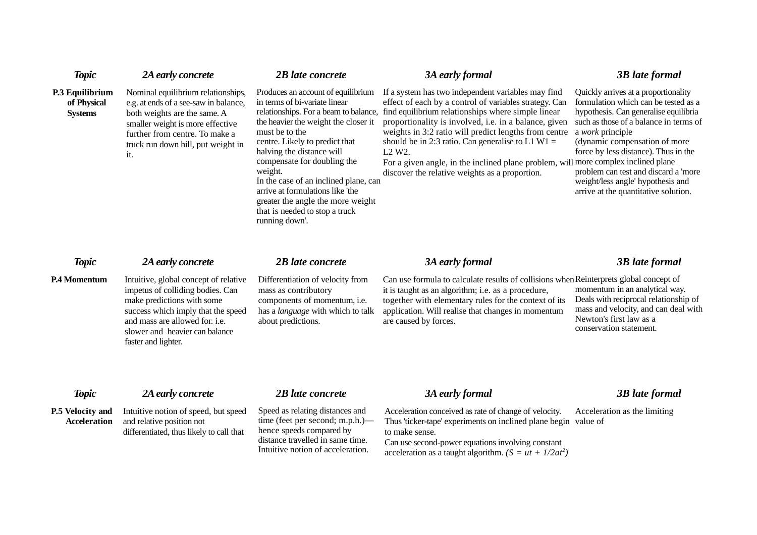| *Topic* | *2A early concrete* | *2B late concrete* | *3A early formal* | *3B late formal* |
|---|---|---|---|---|
| **P.3 Equilibrium of Physical Systems** | Nominal equilibrium relationships, e.g. at ends of a see-saw in balance, both weights are the same. A smaller weight is more effective further from centre. To make a truck run down hill, put weight in it. | Produces an account of equilibrium in terms of bi-variate linear relationships. For a beam to balance, the heavier the weight the closer it must be to the centre. Likely to predict that halving the distance will compensate for doubling the weight. In the case of an inclined plane, can arrive at formulations like 'the greater the angle the more weight that is needed to stop a truck running down'. | If a system has two independent variables may find effect of each by a control of variables strategy. Can find equilibrium relationships where simple linear proportionality is involved, i.e. in a balance, given weights in 3:2 ratio will predict lengths from centre should be in 2:3 ratio. Can generalise to L1 W1 = L2 W2. For a given angle, in the inclined plane problem, will discover the relative weights as a proportion. | Quickly arrives at a proportionality formulation which can be tested as a hypothesis. Can generalise equilibria such as those of a balance in terms of a *work* principle (dynamic compensation of more force by less distance). Thus in the more complex inclined plane problem can test and discard a 'more weight/less angle' hypothesis and arrive at the quantitative solution. |

| *Topic* | *2A early concrete* | *2B late concrete* | *3A early formal* | *3B late formal* |
|---|---|---|---|---|
| **P.4 Momentum** | Intuitive, global concept of relative impetus of colliding bodies. Can make predictions with some success which imply that the speed and mass are allowed for. i.e. slower and heavier can balance faster and lighter. | Differentiation of velocity from mass as contributory components of momentum, i.e. has a *language* with which to talk about predictions. | Can use formula to calculate results of collisions when it is taught as an algorithm; i.e. as a procedure, together with elementary rules for the context of its application. Will realise that changes in momentum are caused by forces. | Reinterprets global concept of momentum in an analytical way. Deals with reciprocal relationship of mass and velocity, and can deal with Newton's first law as a conservation statement. |

| *Topic* | *2A early concrete* | *2B late concrete* | *3A early formal* | *3B late formal* |
|---|---|---|---|---|
| **P.5 Velocity and Acceleration** | Intuitive notion of speed, but speed and relative position not differentiated, thus likely to call that | Speed as relating distances and time (feet per second; m.p.h.)—hence speeds compared by distance travelled in same time. Intuitive notion of acceleration. | Acceleration conceived as rate of change of velocity. Thus 'ticker-tape' experiments on inclined plane begin to make sense. Can use second-power equations involving constant acceleration as a taught algorithm. *($S = ut + 1/2at^2$)* | Acceleration as the limiting value of |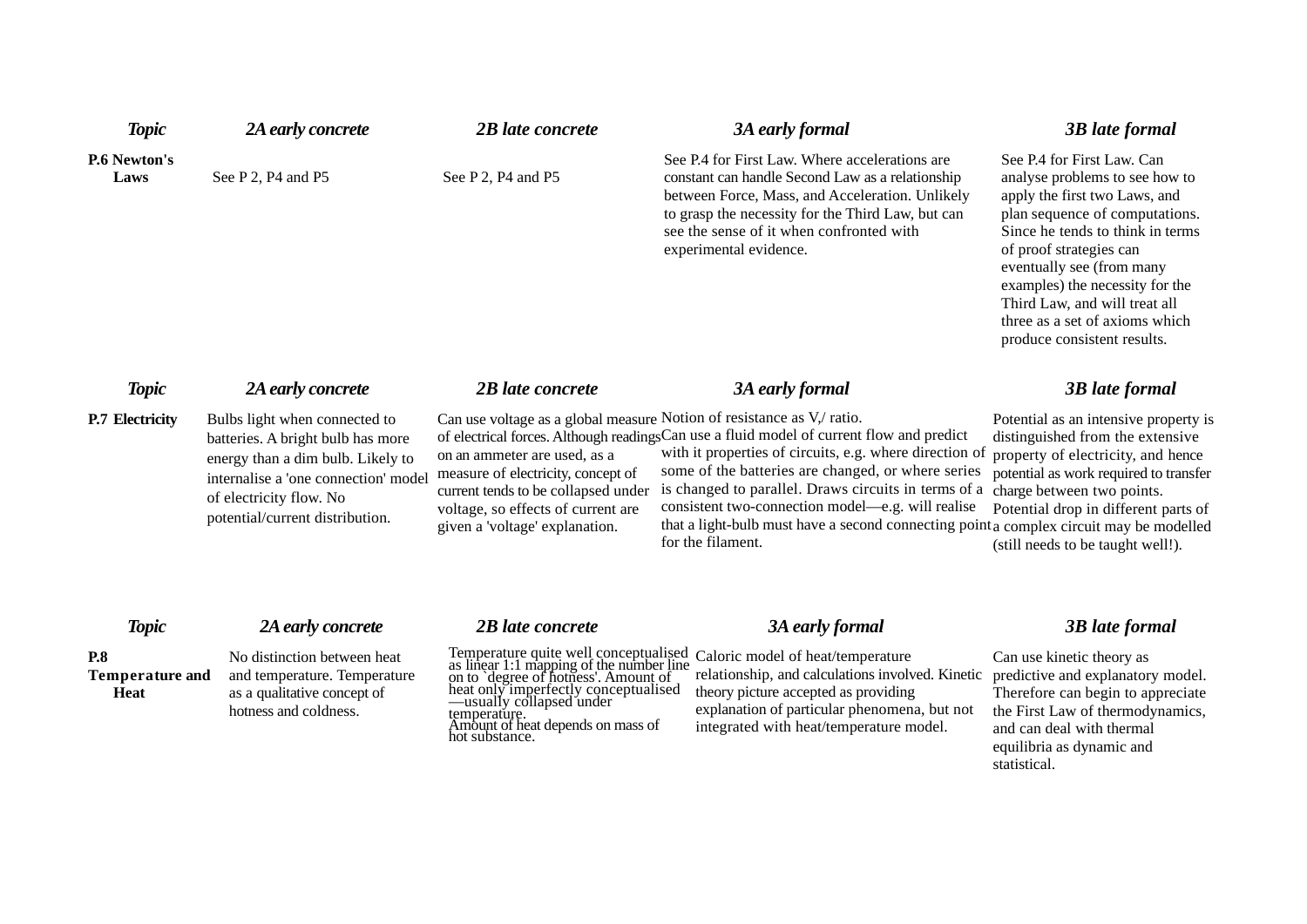| *Topic* | *2A early concrete* | *2B late concrete* | *3A early formal* | *3B late formal* |
|---|---|---|---|---|
| **P.6 Newton's Laws** | See P 2, P4 and P5 | See P 2, P4 and P5 | See P.4 for First Law. Where accelerations are constant can handle Second Law as a relationship between Force, Mass, and Acceleration. Unlikely to grasp the necessity for the Third Law, but can see the sense of it when confronted with experimental evidence. | See P.4 for First Law. Can analyse problems to see how to apply the first two Laws, and plan sequence of computations. Since he tends to think in terms of proof strategies can eventually see (from many examples) the necessity for the Third Law, and will treat all three as a set of axioms which produce consistent results. |

| *Topic* | *2A early concrete* | *2B late concrete* | *3A early formal* | *3B late formal* |
|---|---|---|---|---|
| **P.7 Electricity** | Bulbs light when connected to batteries. A bright bulb has more energy than a dim bulb. Likely to internalise a 'one connection' model of electricity flow. No potential/current distribution. | Can use voltage as a global measure of electrical forces. Although readings on an ammeter are used, as a measure of electricity, concept of current tends to be collapsed under voltage, so effects of current are given a 'voltage' explanation. | Notion of resistance as V,/ ratio. Can use a fluid model of current flow and predict with it properties of circuits, e.g. where direction of some of the batteries are changed, or where series is changed to parallel. Draws circuits in terms of a consistent two-connection model—e.g. will realise that a light-bulb must have a second connecting point for the filament. | Potential as an intensive property is distinguished from the extensive property of electricity, and hence potential as work required to transfer charge between two points. Potential drop in different parts of a complex circuit may be modelled (still needs to be taught well!). |

| *Topic* | *2A early concrete* | *2B late concrete* | *3A early formal* | *3B late formal* |
|---|---|---|---|---|
| **P.8 Temperature and Heat** | No distinction between heat and temperature. Temperature as a qualitative concept of hotness and coldness. | Temperature quite well conceptualised as linear 1:1 mapping of the number line on to `degree of hotness'. Amount of heat only imperfectly conceptualised —usually collapsed under temperature. Amount of heat depends on mass of hot substance. | Caloric model of heat/temperature relationship, and calculations involved. Kinetic theory picture accepted as providing explanation of particular phenomena, but not integrated with heat/temperature model. | Can use kinetic theory as predictive and explanatory model. Therefore can begin to appreciate the First Law of thermodynamics, and can deal with thermal equilibria as dynamic and statistical. |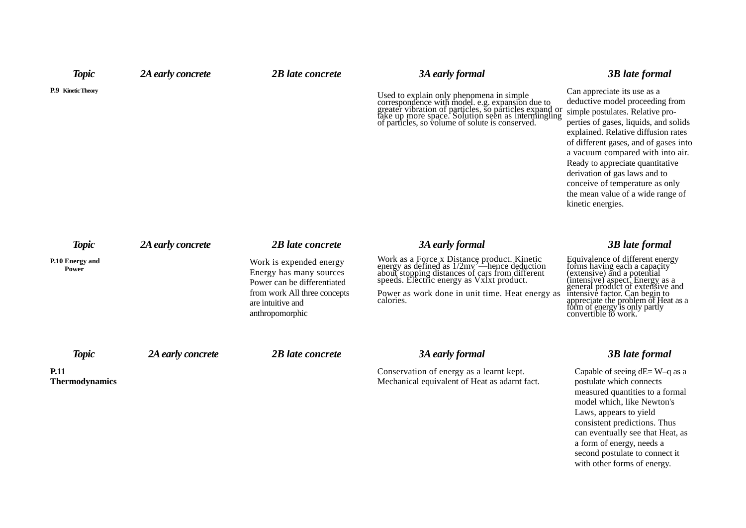| Topic | 2A early concrete | 2B late concrete | 3A early formal | 3B late formal |
|---|---|---|---|---|
| **P.9 Kinetic Theory** | | | Used to explain only phenomena in simple correspondence with model. e.g. expansion due to greater vibration of particles, so particles expand or take up more space. Solution seen as intermingling of particles, so volume of solute is conserved. | Can appreciate its use as a deductive model proceeding from simple postulates. Relative properties of gases, liquids, and solids explained. Relative diffusion rates of different gases, and of gases into a vacuum compared with into air. Ready to appreciate quantitative derivation of gas laws and to conceive of temperature as only the mean value of a wide range of kinetic energies. |

| Topic | 2A early concrete | 2B late concrete | 3A early formal | 3B late formal |
|---|---|---|---|---|
| **P.10 Energy and Power** | | Work is expended energy Energy has many sources Power can be differentiated from work All three concepts are intuitive and anthropomorphic | Work as a Force x Distance product. Kinetic energy as defined as $1/2mv^2$—hence deduction about stopping distances of cars from different speeds. Electric energy as Vxlxt product. Power as work done in unit time. Heat energy as calories. | Equivalence of different energy forms having each a capacity (extensive) and a potential (intensive) aspect. Energy as a general product of extensive and intensive factor. Can begin to appreciate the problem of Heat as a form of energy is only partly convertible to work. |

| Topic | 2A early concrete | 2B late concrete | 3A early formal | 3B late formal |
|---|---|---|---|---|
| **P.11 Thermodynamics** | | | Conservation of energy as a learnt kept. Mechanical equivalent of Heat as adarnt fact. | Capable of seeing $dE = W – q$ as a postulate which connects measured quantities to a formal model which, like Newton's Laws, appears to yield consistent predictions. Thus can eventually see that Heat, as a form of energy, needs a second postulate to connect it with other forms of energy. |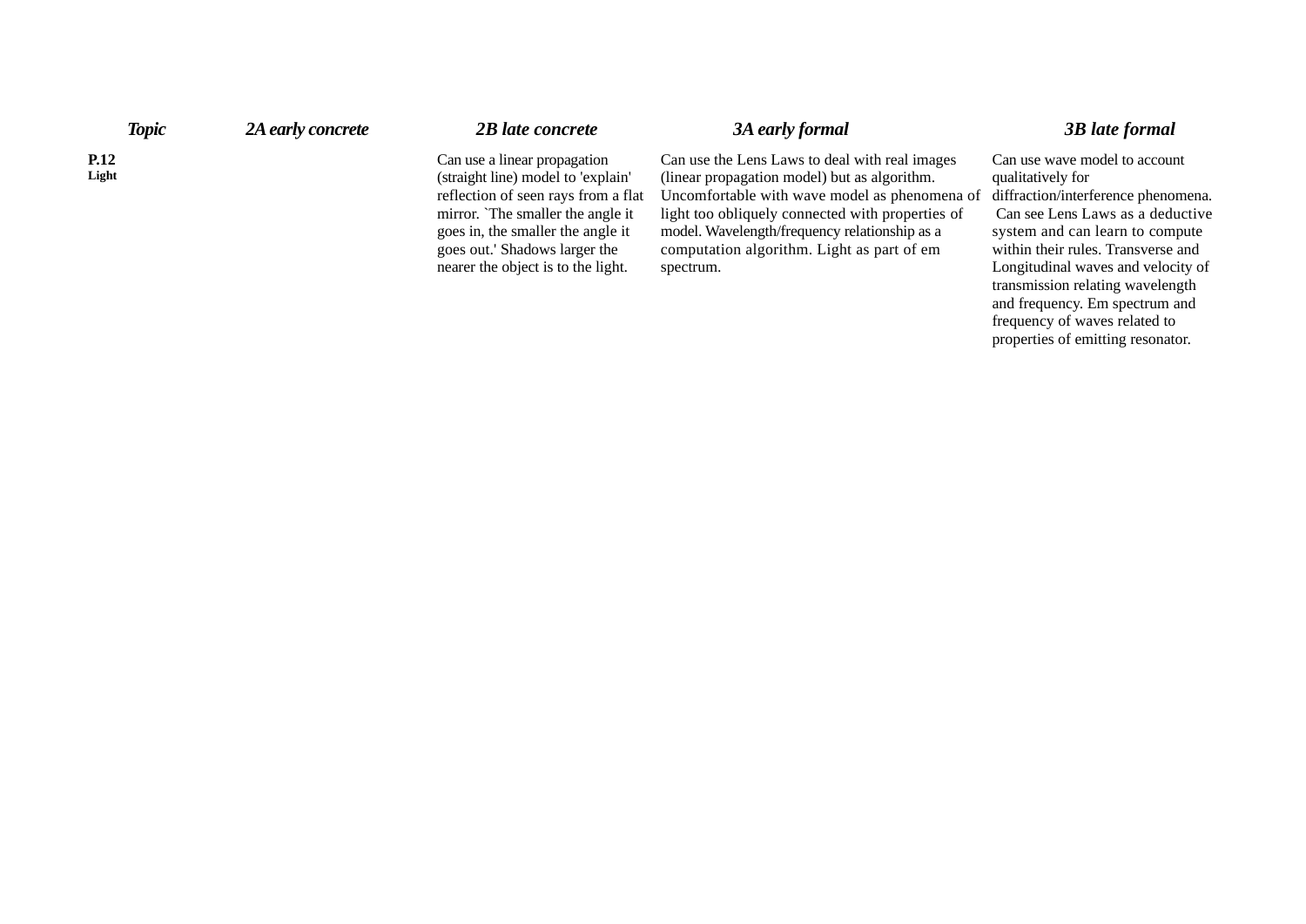| *Topic* | *2A early concrete* | *2B late concrete* | *3A early formal* | *3B late formal* |
|---|---|---|---|---|
| **P.12** **Light** | | Can use a linear propagation (straight line) model to 'explain' reflection of seen rays from a flat mirror. `The smaller the angle it goes in, the smaller the angle it goes out.' Shadows larger the nearer the object is to the light. | Can use the Lens Laws to deal with real images (linear propagation model) but as algorithm. Uncomfortable with wave model as phenomena of light too obliquely connected with properties of model. Wavelength/frequency relationship as a computation algorithm. Light as part of em spectrum. | Can use wave model to account qualitatively for diffraction/interference phenomena. Can see Lens Laws as a deductive system and can learn to compute within their rules. Transverse and Longitudinal waves and velocity of transmission relating wavelength and frequency. Em spectrum and frequency of waves related to properties of emitting resonator. |